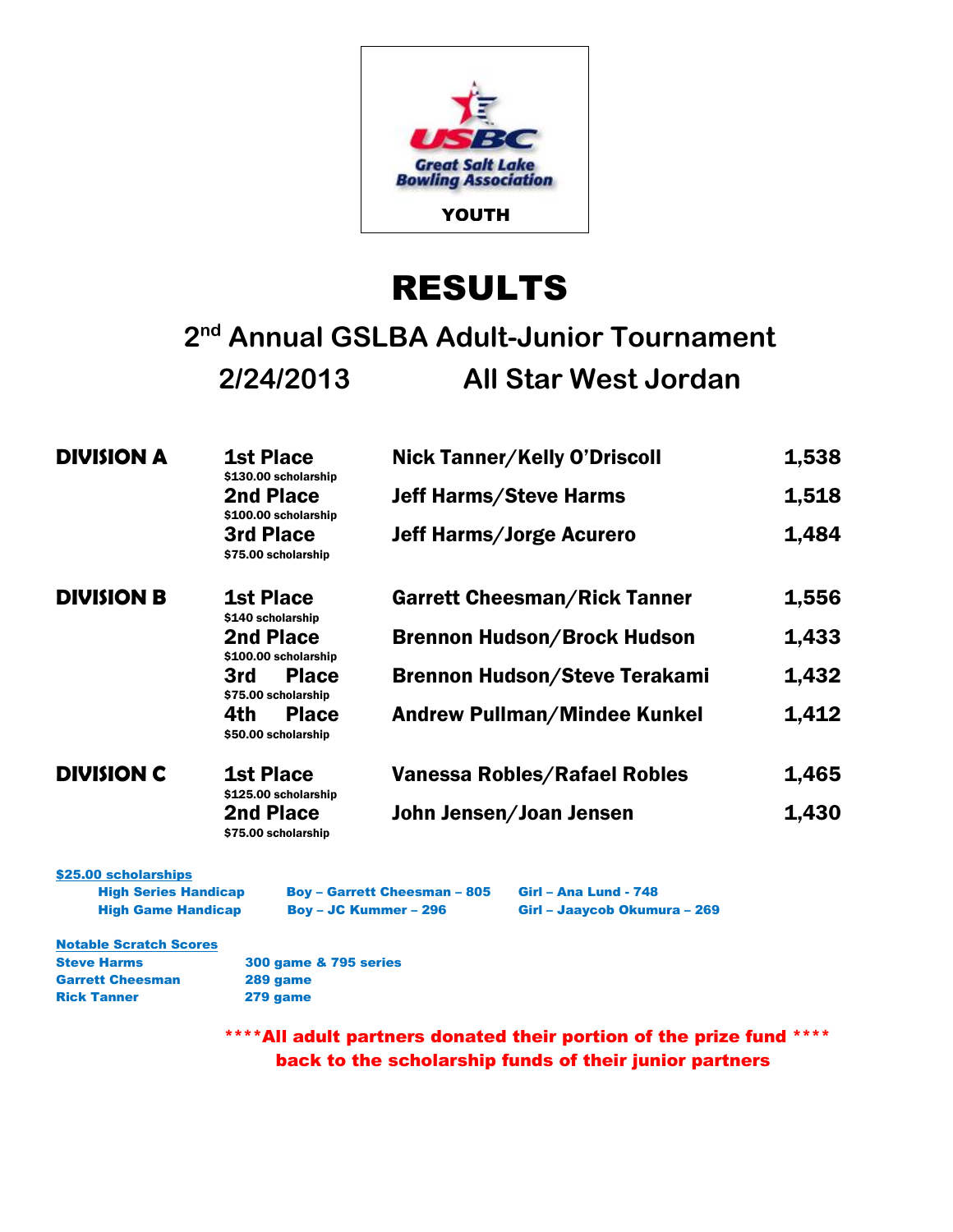USBC Great Salt Lake Bowling Association

YOUTH

# RESULTS

## 2nd Annual GSLBA Adult-Junior Tournament

## 2/24/2013 All Star West Jordan

| Division | Place | Team | Score |
|---|---|---|---|
| **DIVISION A** | **1st Place** $130.00 scholarship | **Nick Tanner/Kelly O'Driscoll** | **1,538** |
| | **2nd Place** $100.00 scholarship | **Jeff Harms/Steve Harms** | **1,518** |
| | **3rd Place** $75.00 scholarship | **Jeff Harms/Jorge Acurero** | **1,484** |
| **DIVISION B** | **1st Place** $140 scholarship | **Garrett Cheesman/Rick Tanner** | **1,556** |
| | **2nd Place** $100.00 scholarship | **Brennon Hudson/Brock Hudson** | **1,433** |
| | **3rd Place** $75.00 scholarship | **Brennon Hudson/Steve Terakami** | **1,432** |
| | **4th Place** $50.00 scholarship | **Andrew Pullman/Mindee Kunkel** | **1,412** |
| **DIVISION C** | **1st Place** $125.00 scholarship | **Vanessa Robles/Rafael Robles** | **1,465** |
| | **2nd Place** $75.00 scholarship | **John Jensen/Joan Jensen** | **1,430** |

**$25.00 scholarships**

| | Boy | Girl |
|---|---|---|
| High Series Handicap | Boy – Garrett Cheesman – 805 | Girl – Ana Lund - 748 |
| High Game Handicap | Boy – JC Kummer – 296 | Girl – Jaaycob Okumura – 269 |

**Notable Scratch Scores**

| Name | Score |
|---|---|
| Steve Harms | 300 game & 795 series |
| Garrett Cheesman | 289 game |
| Rick Tanner | 279 game |

****All adult partners donated their portion of the prize fund **** back to the scholarship funds of their junior partners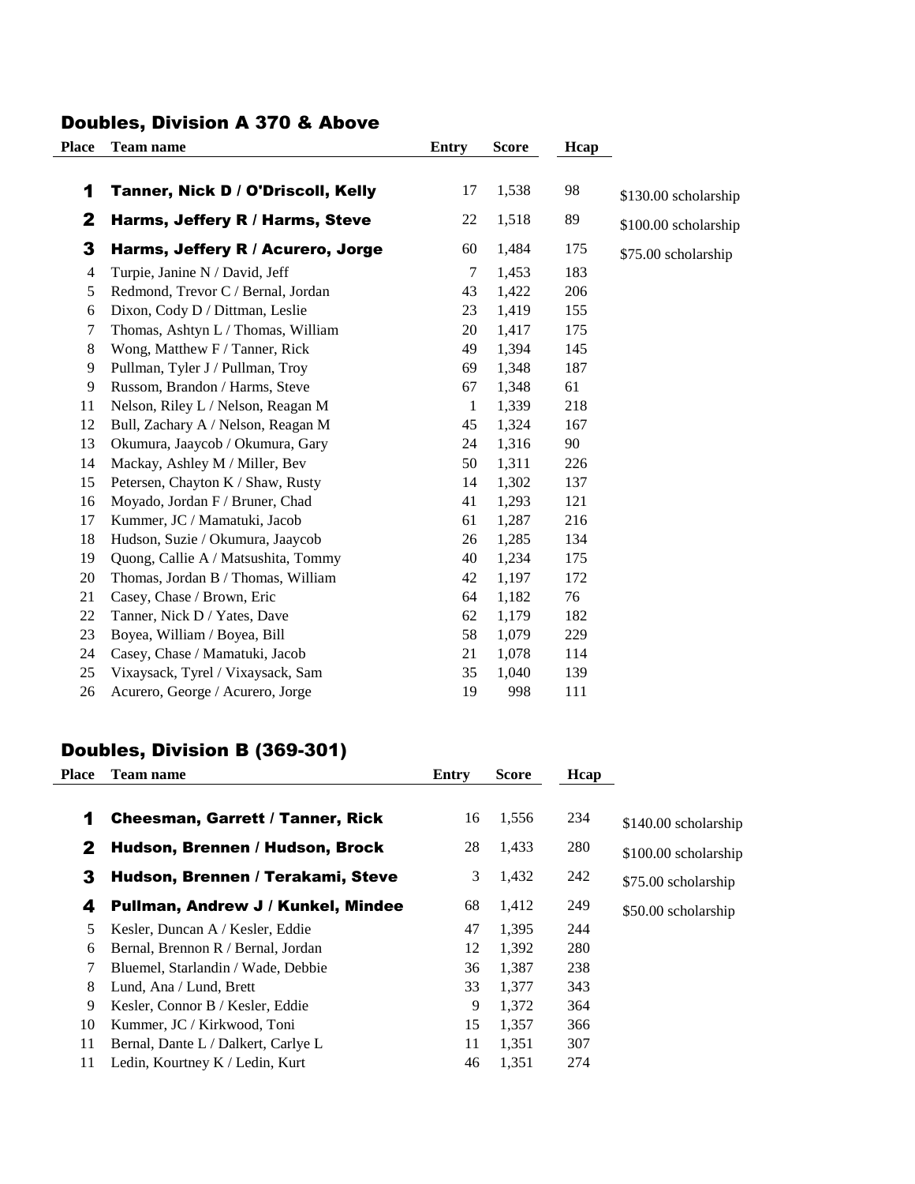## Doubles, Division A 370 & Above

| Place | Team name | Entry | Score | Hcap | |
|---|---|---|---|---|---|
| **1** | **Tanner, Nick D / O'Driscoll, Kelly** | 17 | 1,538 | 98 | $130.00 scholarship |
| **2** | **Harms, Jeffery R / Harms, Steve** | 22 | 1,518 | 89 | $100.00 scholarship |
| **3** | **Harms, Jeffery R / Acurero, Jorge** | 60 | 1,484 | 175 | $75.00 scholarship |
| 4 | Turpie, Janine N / David, Jeff | 7 | 1,453 | 183 | |
| 5 | Redmond, Trevor C / Bernal, Jordan | 43 | 1,422 | 206 | |
| 6 | Dixon, Cody D / Dittman, Leslie | 23 | 1,419 | 155 | |
| 7 | Thomas, Ashtyn L / Thomas, William | 20 | 1,417 | 175 | |
| 8 | Wong, Matthew F / Tanner, Rick | 49 | 1,394 | 145 | |
| 9 | Pullman, Tyler J / Pullman, Troy | 69 | 1,348 | 187 | |
| 9 | Russom, Brandon / Harms, Steve | 67 | 1,348 | 61 | |
| 11 | Nelson, Riley L / Nelson, Reagan M | 1 | 1,339 | 218 | |
| 12 | Bull, Zachary A / Nelson, Reagan M | 45 | 1,324 | 167 | |
| 13 | Okumura, Jaaycob / Okumura, Gary | 24 | 1,316 | 90 | |
| 14 | Mackay, Ashley M / Miller, Bev | 50 | 1,311 | 226 | |
| 15 | Petersen, Chayton K / Shaw, Rusty | 14 | 1,302 | 137 | |
| 16 | Moyado, Jordan F / Bruner, Chad | 41 | 1,293 | 121 | |
| 17 | Kummer, JC / Mamatuki, Jacob | 61 | 1,287 | 216 | |
| 18 | Hudson, Suzie / Okumura, Jaaycob | 26 | 1,285 | 134 | |
| 19 | Quong, Callie A / Matsushita, Tommy | 40 | 1,234 | 175 | |
| 20 | Thomas, Jordan B / Thomas, William | 42 | 1,197 | 172 | |
| 21 | Casey, Chase / Brown, Eric | 64 | 1,182 | 76 | |
| 22 | Tanner, Nick D / Yates, Dave | 62 | 1,179 | 182 | |
| 23 | Boyea, William / Boyea, Bill | 58 | 1,079 | 229 | |
| 24 | Casey, Chase / Mamatuki, Jacob | 21 | 1,078 | 114 | |
| 25 | Vixaysack, Tyrel / Vixaysack, Sam | 35 | 1,040 | 139 | |
| 26 | Acurero, George / Acurero, Jorge | 19 | 998 | 111 | |

## Doubles, Division B (369-301)

| Place | Team name | Entry | Score | Hcap | |
|---|---|---|---|---|---|
| **1** | **Cheesman, Garrett / Tanner, Rick** | 16 | 1,556 | 234 | $140.00 scholarship |
| **2** | **Hudson, Brennen / Hudson, Brock** | 28 | 1,433 | 280 | $100.00 scholarship |
| **3** | **Hudson, Brennen / Terakami, Steve** | 3 | 1,432 | 242 | $75.00 scholarship |
| **4** | **Pullman, Andrew J / Kunkel, Mindee** | 68 | 1,412 | 249 | $50.00 scholarship |
| 5 | Kesler, Duncan A / Kesler, Eddie | 47 | 1,395 | 244 | |
| 6 | Bernal, Brennon R / Bernal, Jordan | 12 | 1,392 | 280 | |
| 7 | Bluemel, Starlandin / Wade, Debbie | 36 | 1,387 | 238 | |
| 8 | Lund, Ana / Lund, Brett | 33 | 1,377 | 343 | |
| 9 | Kesler, Connor B / Kesler, Eddie | 9 | 1,372 | 364 | |
| 10 | Kummer, JC / Kirkwood, Toni | 15 | 1,357 | 366 | |
| 11 | Bernal, Dante L / Dalkert, Carlye L | 11 | 1,351 | 307 | |
| 11 | Ledin, Kourtney K / Ledin, Kurt | 46 | 1,351 | 274 | |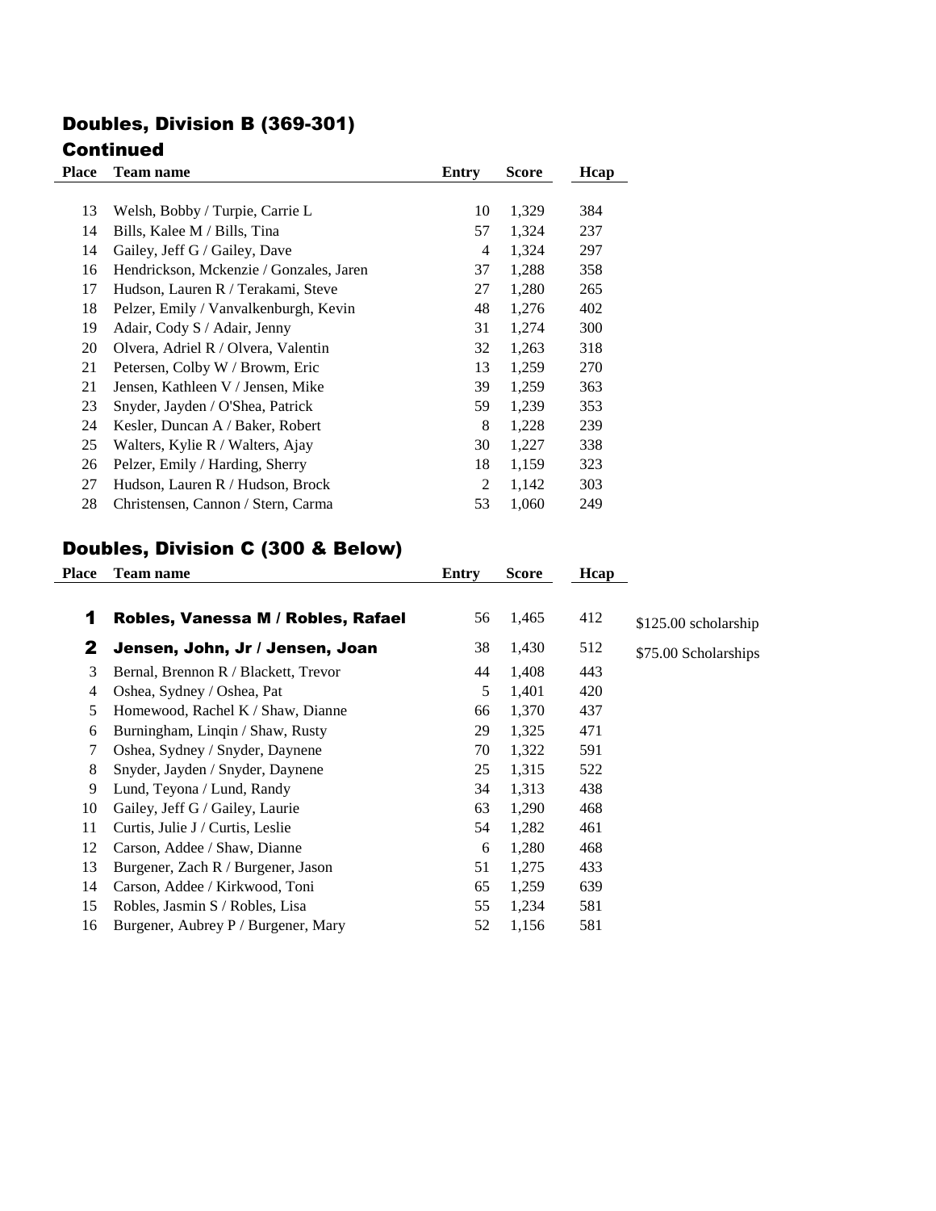## Doubles, Division B (369-301)
## Continued

| Place | Team name | Entry | Score | Hcap |
|---|---|---|---|---|
| 13 | Welsh, Bobby / Turpie, Carrie L | 10 | 1,329 | 384 |
| 14 | Bills, Kalee M / Bills, Tina | 57 | 1,324 | 237 |
| 14 | Gailey, Jeff G / Gailey, Dave | 4 | 1,324 | 297 |
| 16 | Hendrickson, Mckenzie / Gonzales, Jaren | 37 | 1,288 | 358 |
| 17 | Hudson, Lauren R / Terakami, Steve | 27 | 1,280 | 265 |
| 18 | Pelzer, Emily / Vanvalkenburgh, Kevin | 48 | 1,276 | 402 |
| 19 | Adair, Cody S / Adair, Jenny | 31 | 1,274 | 300 |
| 20 | Olvera, Adriel R / Olvera, Valentin | 32 | 1,263 | 318 |
| 21 | Petersen, Colby W / Browm, Eric | 13 | 1,259 | 270 |
| 21 | Jensen, Kathleen V / Jensen, Mike | 39 | 1,259 | 363 |
| 23 | Snyder, Jayden / O'Shea, Patrick | 59 | 1,239 | 353 |
| 24 | Kesler, Duncan A / Baker, Robert | 8 | 1,228 | 239 |
| 25 | Walters, Kylie R / Walters, Ajay | 30 | 1,227 | 338 |
| 26 | Pelzer, Emily / Harding, Sherry | 18 | 1,159 | 323 |
| 27 | Hudson, Lauren R / Hudson, Brock | 2 | 1,142 | 303 |
| 28 | Christensen, Cannon / Stern, Carma | 53 | 1,060 | 249 |

## Doubles, Division C (300 & Below)

| Place | Team name | Entry | Score | Hcap | |
|---|---|---|---|---|---|
| **1** | **Robles, Vanessa M / Robles, Rafael** | 56 | 1,465 | 412 | $125.00 scholarship |
| **2** | **Jensen, John, Jr / Jensen, Joan** | 38 | 1,430 | 512 | $75.00 Scholarships |
| 3 | Bernal, Brennon R / Blackett, Trevor | 44 | 1,408 | 443 | |
| 4 | Oshea, Sydney / Oshea, Pat | 5 | 1,401 | 420 | |
| 5 | Homewood, Rachel K / Shaw, Dianne | 66 | 1,370 | 437 | |
| 6 | Burningham, Linqin / Shaw, Rusty | 29 | 1,325 | 471 | |
| 7 | Oshea, Sydney / Snyder, Daynene | 70 | 1,322 | 591 | |
| 8 | Snyder, Jayden / Snyder, Daynene | 25 | 1,315 | 522 | |
| 9 | Lund, Teyona / Lund, Randy | 34 | 1,313 | 438 | |
| 10 | Gailey, Jeff G / Gailey, Laurie | 63 | 1,290 | 468 | |
| 11 | Curtis, Julie J / Curtis, Leslie | 54 | 1,282 | 461 | |
| 12 | Carson, Addee / Shaw, Dianne | 6 | 1,280 | 468 | |
| 13 | Burgener, Zach R / Burgener, Jason | 51 | 1,275 | 433 | |
| 14 | Carson, Addee / Kirkwood, Toni | 65 | 1,259 | 639 | |
| 15 | Robles, Jasmin S / Robles, Lisa | 55 | 1,234 | 581 | |
| 16 | Burgener, Aubrey P / Burgener, Mary | 52 | 1,156 | 581 | |